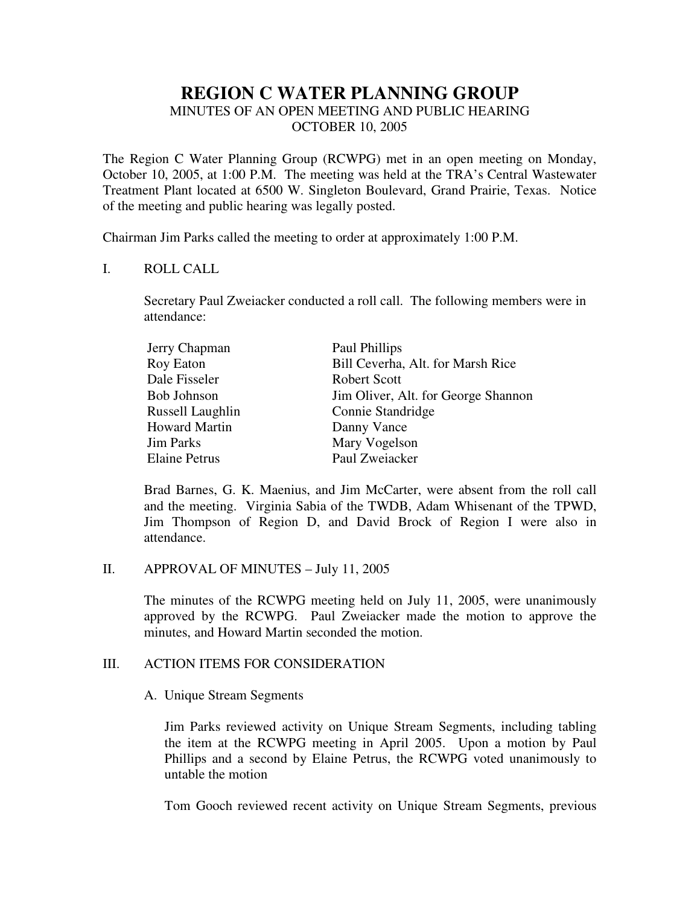# REGION C WATER PLANNING GROUP

MINUTES OF AN OPEN MEETING AND PUBLIC HEARING
OCTOBER 10, 2005

The Region C Water Planning Group (RCWPG) met in an open meeting on Monday, October 10, 2005, at 1:00 P.M. The meeting was held at the TRA's Central Wastewater Treatment Plant located at 6500 W. Singleton Boulevard, Grand Prairie, Texas. Notice of the meeting and public hearing was legally posted.

Chairman Jim Parks called the meeting to order at approximately 1:00 P.M.

## I. ROLL CALL

Secretary Paul Zweiacker conducted a roll call. The following members were in attendance:

| | |
|---|---|
| Jerry Chapman | Paul Phillips |
| Roy Eaton | Bill Ceverha, Alt. for Marsh Rice |
| Dale Fisseler | Robert Scott |
| Bob Johnson | Jim Oliver, Alt. for George Shannon |
| Russell Laughlin | Connie Standridge |
| Howard Martin | Danny Vance |
| Jim Parks | Mary Vogelson |
| Elaine Petrus | Paul Zweiacker |

Brad Barnes, G. K. Maenius, and Jim McCarter, were absent from the roll call and the meeting. Virginia Sabia of the TWDB, Adam Whisenant of the TPWD, Jim Thompson of Region D, and David Brock of Region I were also in attendance.

## II. APPROVAL OF MINUTES – July 11, 2005

The minutes of the RCWPG meeting held on July 11, 2005, were unanimously approved by the RCWPG. Paul Zweiacker made the motion to approve the minutes, and Howard Martin seconded the motion.

## III. ACTION ITEMS FOR CONSIDERATION

A. Unique Stream Segments

Jim Parks reviewed activity on Unique Stream Segments, including tabling the item at the RCWPG meeting in April 2005. Upon a motion by Paul Phillips and a second by Elaine Petrus, the RCWPG voted unanimously to untable the motion

Tom Gooch reviewed recent activity on Unique Stream Segments, previous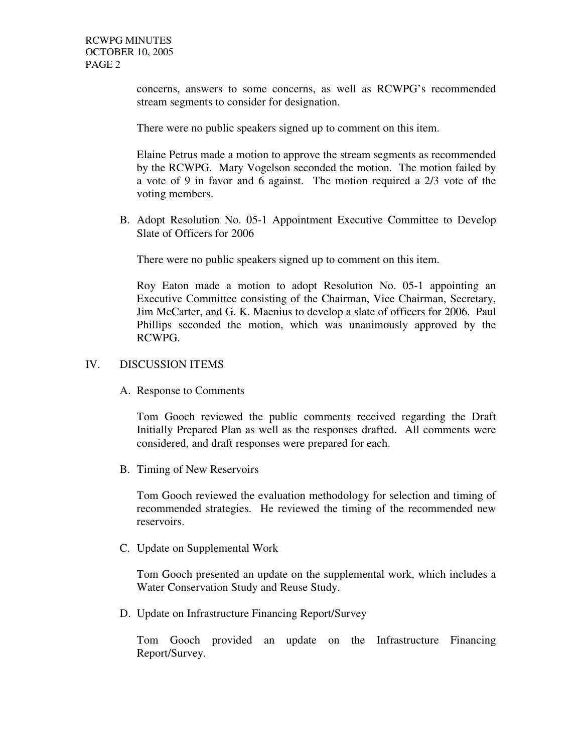concerns, answers to some concerns, as well as RCWPG's recommended stream segments to consider for designation.

There were no public speakers signed up to comment on this item.

Elaine Petrus made a motion to approve the stream segments as recommended by the RCWPG. Mary Vogelson seconded the motion. The motion failed by a vote of 9 in favor and 6 against. The motion required a 2/3 vote of the voting members.

B. Adopt Resolution No. 05-1 Appointment Executive Committee to Develop Slate of Officers for 2006

There were no public speakers signed up to comment on this item.

Roy Eaton made a motion to adopt Resolution No. 05-1 appointing an Executive Committee consisting of the Chairman, Vice Chairman, Secretary, Jim McCarter, and G. K. Maenius to develop a slate of officers for 2006. Paul Phillips seconded the motion, which was unanimously approved by the RCWPG.

## IV. DISCUSSION ITEMS

A. Response to Comments

Tom Gooch reviewed the public comments received regarding the Draft Initially Prepared Plan as well as the responses drafted. All comments were considered, and draft responses were prepared for each.

B. Timing of New Reservoirs

Tom Gooch reviewed the evaluation methodology for selection and timing of recommended strategies. He reviewed the timing of the recommended new reservoirs.

C. Update on Supplemental Work

Tom Gooch presented an update on the supplemental work, which includes a Water Conservation Study and Reuse Study.

D. Update on Infrastructure Financing Report/Survey

Tom Gooch provided an update on the Infrastructure Financing Report/Survey.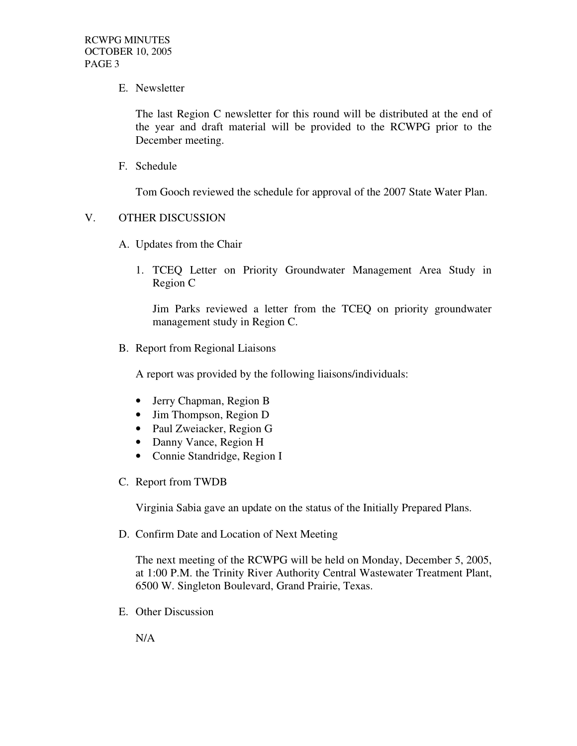E. Newsletter

The last Region C newsletter for this round will be distributed at the end of the year and draft material will be provided to the RCWPG prior to the December meeting.

F. Schedule

Tom Gooch reviewed the schedule for approval of the 2007 State Water Plan.

## V. OTHER DISCUSSION

A. Updates from the Chair

1. TCEQ Letter on Priority Groundwater Management Area Study in Region C

   Jim Parks reviewed a letter from the TCEQ on priority groundwater management study in Region C.

B. Report from Regional Liaisons

A report was provided by the following liaisons/individuals:

- Jerry Chapman, Region B
- Jim Thompson, Region D
- Paul Zweiacker, Region G
- Danny Vance, Region H
- Connie Standridge, Region I

C. Report from TWDB

Virginia Sabia gave an update on the status of the Initially Prepared Plans.

D. Confirm Date and Location of Next Meeting

The next meeting of the RCWPG will be held on Monday, December 5, 2005, at 1:00 P.M. the Trinity River Authority Central Wastewater Treatment Plant, 6500 W. Singleton Boulevard, Grand Prairie, Texas.

E. Other Discussion

N/A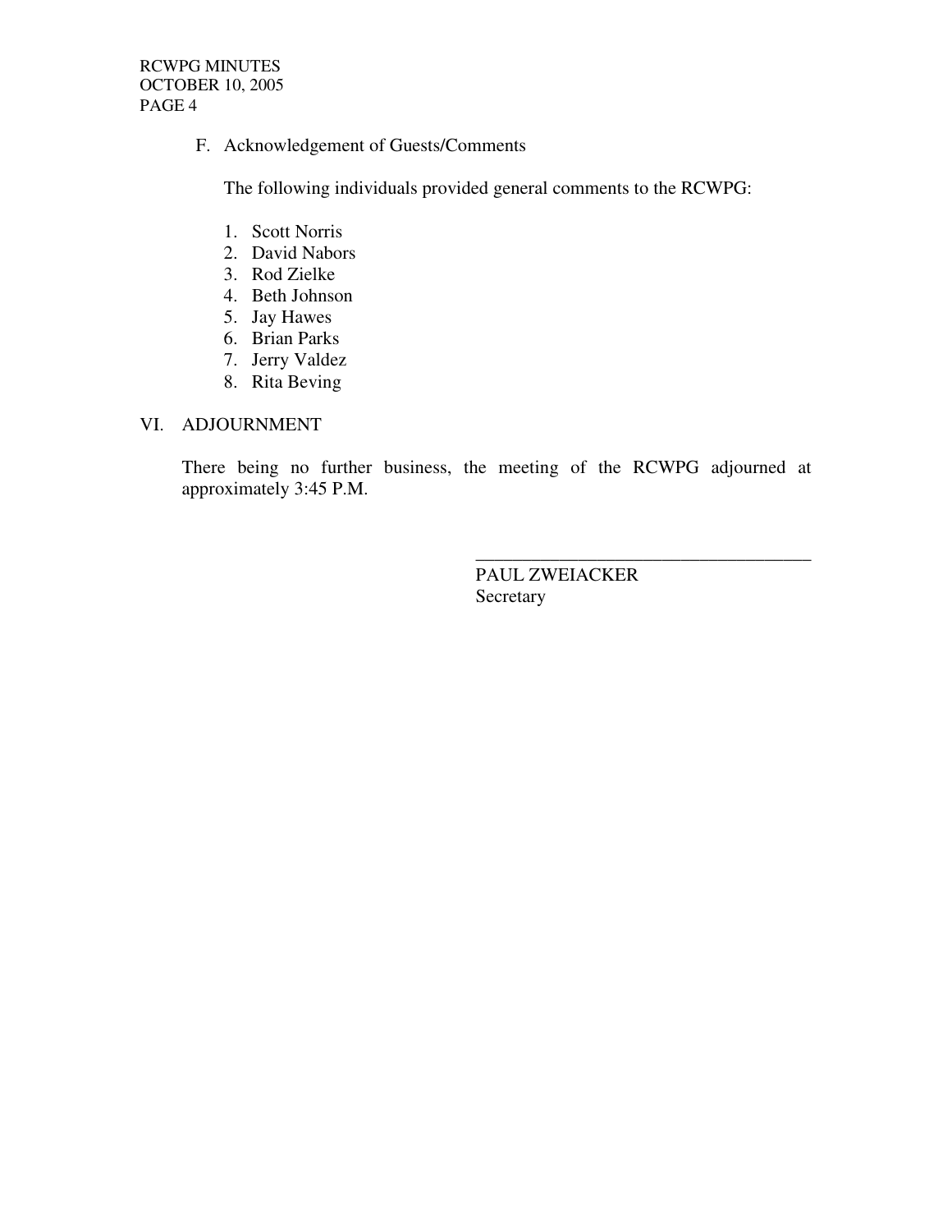F. Acknowledgement of Guests/Comments

The following individuals provided general comments to the RCWPG:

1. Scott Norris
2. David Nabors
3. Rod Zielke
4. Beth Johnson
5. Jay Hawes
6. Brian Parks
7. Jerry Valdez
8. Rita Beving

VI. ADJOURNMENT

There being no further business, the meeting of the RCWPG adjourned at approximately 3:45 P.M.

\_\_\_\_\_\_\_\_\_\_\_\_\_\_\_\_\_\_\_\_\_\_\_\_\_\_\_\_\_\_\_\_\_\_\_\_

PAUL ZWEIACKER
Secretary